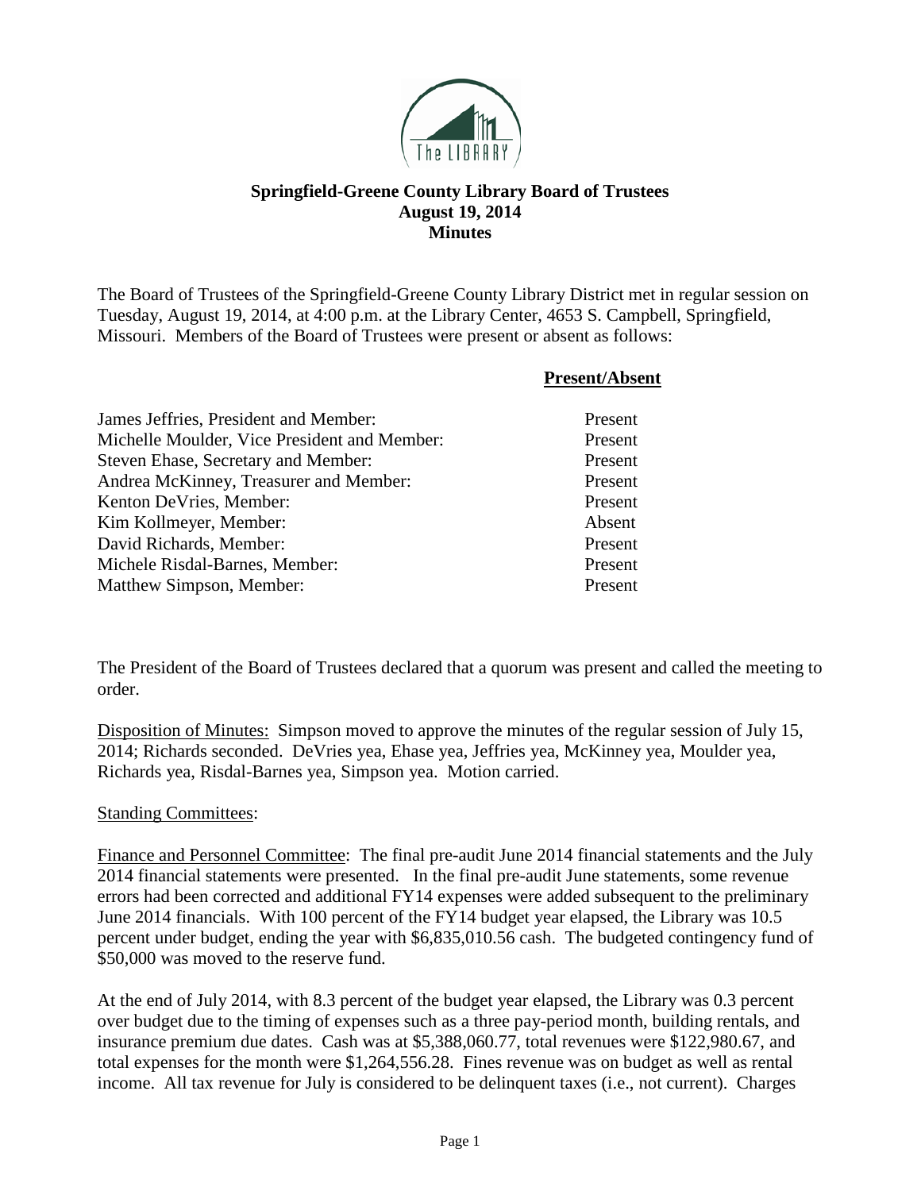**Springfield-Greene County Library Board of Trustees**
**August 19, 2014**
**Minutes**

The Board of Trustees of the Springfield-Greene County Library District met in regular session on Tuesday, August 19, 2014, at 4:00 p.m. at the Library Center, 4653 S. Campbell, Springfield, Missouri. Members of the Board of Trustees were present or absent as follows:

| | **Present/Absent** |
|---|---|
| James Jeffries, President and Member: | Present |
| Michelle Moulder, Vice President and Member: | Present |
| Steven Ehase, Secretary and Member: | Present |
| Andrea McKinney, Treasurer and Member: | Present |
| Kenton DeVries, Member: | Present |
| Kim Kollmeyer, Member: | Absent |
| David Richards, Member: | Present |
| Michele Risdal-Barnes, Member: | Present |
| Matthew Simpson, Member: | Present |

The President of the Board of Trustees declared that a quorum was present and called the meeting to order.

Disposition of Minutes: Simpson moved to approve the minutes of the regular session of July 15, 2014; Richards seconded. DeVries yea, Ehase yea, Jeffries yea, McKinney yea, Moulder yea, Richards yea, Risdal-Barnes yea, Simpson yea. Motion carried.

Standing Committees:

Finance and Personnel Committee: The final pre-audit June 2014 financial statements and the July 2014 financial statements were presented. In the final pre-audit June statements, some revenue errors had been corrected and additional FY14 expenses were added subsequent to the preliminary June 2014 financials. With 100 percent of the FY14 budget year elapsed, the Library was 10.5 percent under budget, ending the year with $6,835,010.56 cash. The budgeted contingency fund of $50,000 was moved to the reserve fund.

At the end of July 2014, with 8.3 percent of the budget year elapsed, the Library was 0.3 percent over budget due to the timing of expenses such as a three pay-period month, building rentals, and insurance premium due dates. Cash was at $5,388,060.77, total revenues were $122,980.67, and total expenses for the month were $1,264,556.28. Fines revenue was on budget as well as rental income. All tax revenue for July is considered to be delinquent taxes (i.e., not current). Charges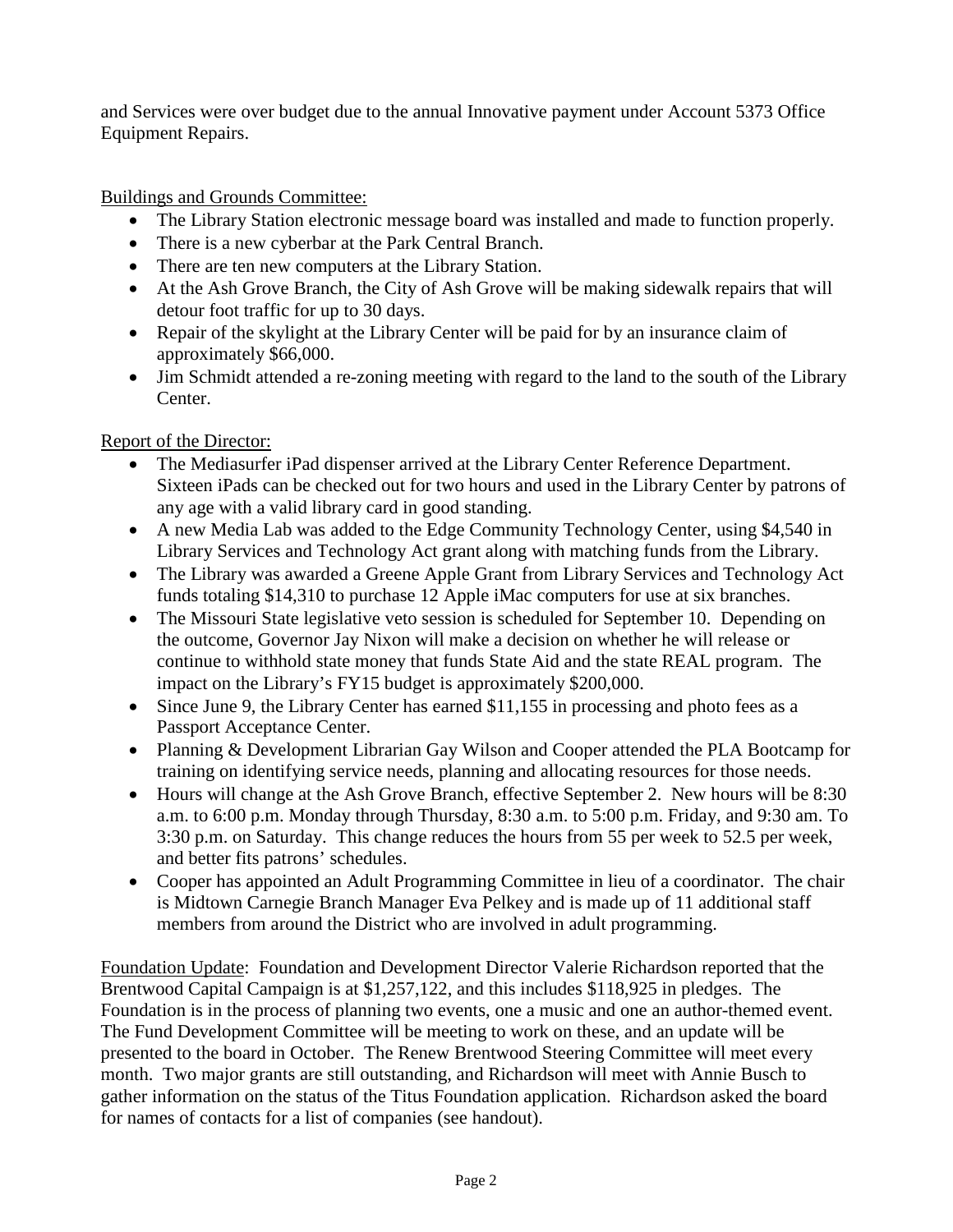and Services were over budget due to the annual Innovative payment under Account 5373 Office Equipment Repairs.

Buildings and Grounds Committee:

- The Library Station electronic message board was installed and made to function properly.
- There is a new cyberbar at the Park Central Branch.
- There are ten new computers at the Library Station.
- At the Ash Grove Branch, the City of Ash Grove will be making sidewalk repairs that will detour foot traffic for up to 30 days.
- Repair of the skylight at the Library Center will be paid for by an insurance claim of approximately $66,000.
- Jim Schmidt attended a re-zoning meeting with regard to the land to the south of the Library Center.

Report of the Director:

- The Mediasurfer iPad dispenser arrived at the Library Center Reference Department. Sixteen iPads can be checked out for two hours and used in the Library Center by patrons of any age with a valid library card in good standing.
- A new Media Lab was added to the Edge Community Technology Center, using $4,540 in Library Services and Technology Act grant along with matching funds from the Library.
- The Library was awarded a Greene Apple Grant from Library Services and Technology Act funds totaling $14,310 to purchase 12 Apple iMac computers for use at six branches.
- The Missouri State legislative veto session is scheduled for September 10. Depending on the outcome, Governor Jay Nixon will make a decision on whether he will release or continue to withhold state money that funds State Aid and the state REAL program. The impact on the Library's FY15 budget is approximately $200,000.
- Since June 9, the Library Center has earned $11,155 in processing and photo fees as a Passport Acceptance Center.
- Planning & Development Librarian Gay Wilson and Cooper attended the PLA Bootcamp for training on identifying service needs, planning and allocating resources for those needs.
- Hours will change at the Ash Grove Branch, effective September 2. New hours will be 8:30 a.m. to 6:00 p.m. Monday through Thursday, 8:30 a.m. to 5:00 p.m. Friday, and 9:30 am. To 3:30 p.m. on Saturday. This change reduces the hours from 55 per week to 52.5 per week, and better fits patrons' schedules.
- Cooper has appointed an Adult Programming Committee in lieu of a coordinator. The chair is Midtown Carnegie Branch Manager Eva Pelkey and is made up of 11 additional staff members from around the District who are involved in adult programming.

Foundation Update: Foundation and Development Director Valerie Richardson reported that the Brentwood Capital Campaign is at $1,257,122, and this includes $118,925 in pledges. The Foundation is in the process of planning two events, one a music and one an author-themed event. The Fund Development Committee will be meeting to work on these, and an update will be presented to the board in October. The Renew Brentwood Steering Committee will meet every month. Two major grants are still outstanding, and Richardson will meet with Annie Busch to gather information on the status of the Titus Foundation application. Richardson asked the board for names of contacts for a list of companies (see handout).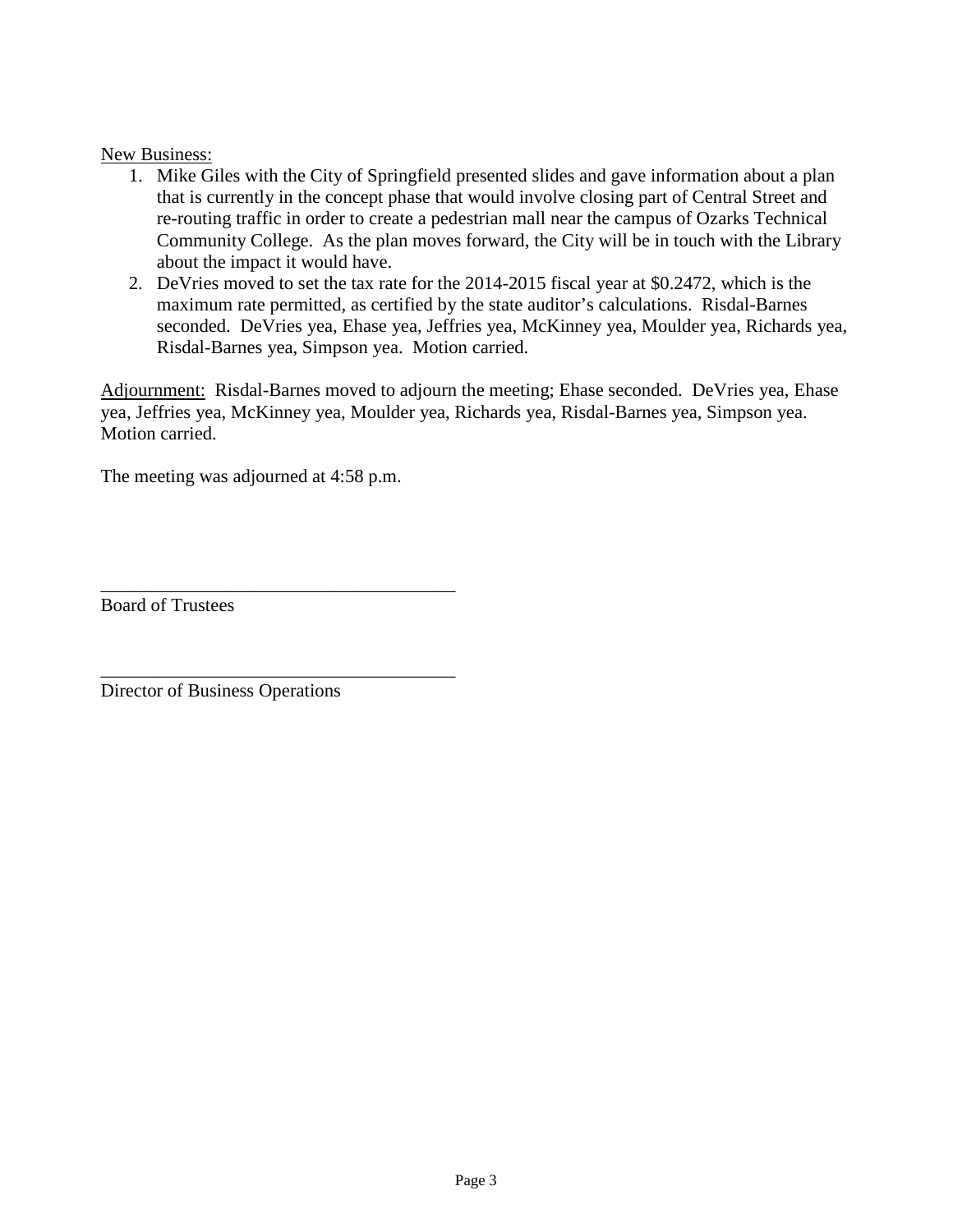<u>New Business:</u>

1. Mike Giles with the City of Springfield presented slides and gave information about a plan that is currently in the concept phase that would involve closing part of Central Street and re-routing traffic in order to create a pedestrian mall near the campus of Ozarks Technical Community College. As the plan moves forward, the City will be in touch with the Library about the impact it would have.
2. DeVries moved to set the tax rate for the 2014-2015 fiscal year at $0.2472, which is the maximum rate permitted, as certified by the state auditor's calculations. Risdal-Barnes seconded. DeVries yea, Ehase yea, Jeffries yea, McKinney yea, Moulder yea, Richards yea, Risdal-Barnes yea, Simpson yea. Motion carried.

<u>Adjournment:</u> Risdal-Barnes moved to adjourn the meeting; Ehase seconded. DeVries yea, Ehase yea, Jeffries yea, McKinney yea, Moulder yea, Richards yea, Risdal-Barnes yea, Simpson yea. Motion carried.

The meeting was adjourned at 4:58 p.m.

_______________________________________
Board of Trustees

_______________________________________
Director of Business Operations